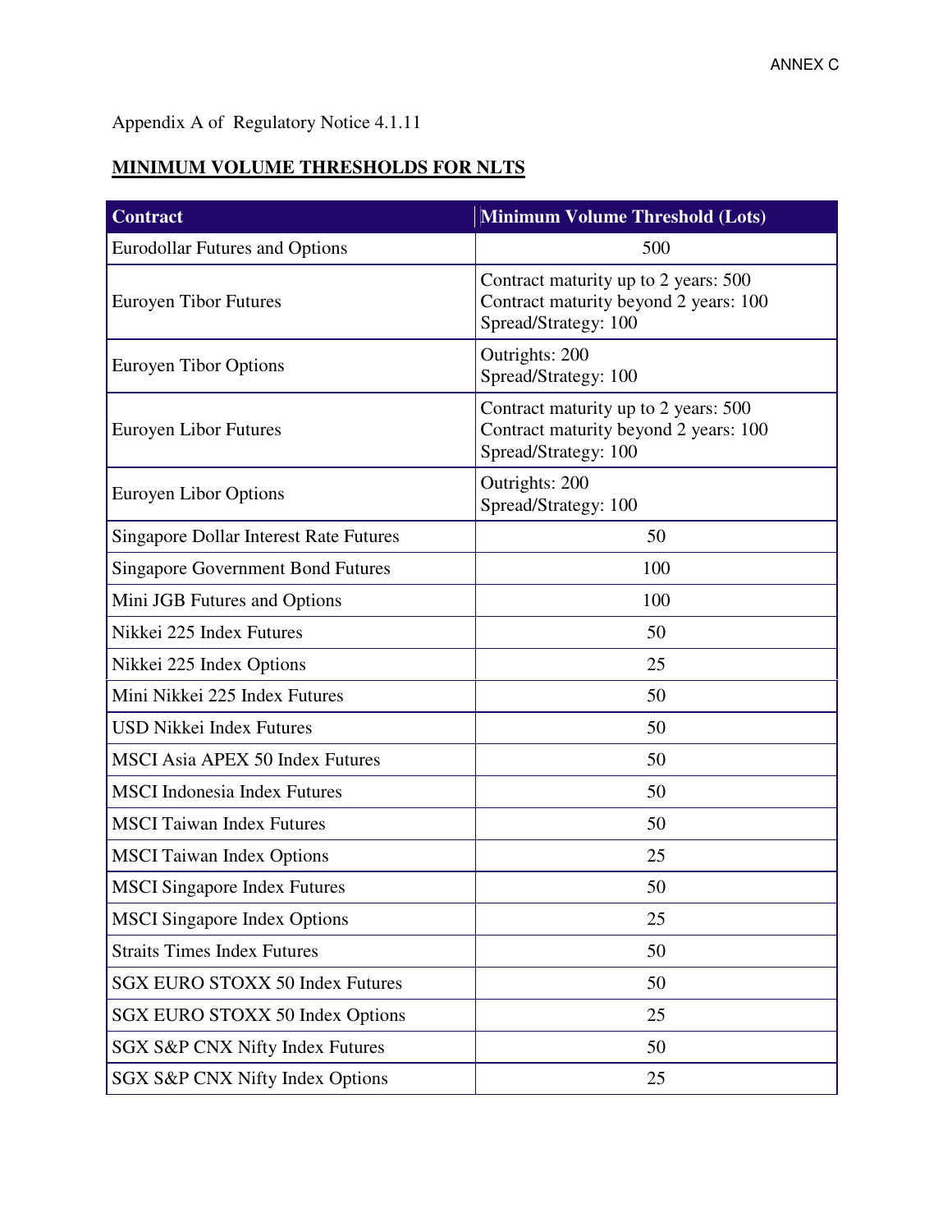ANNEX C

Appendix A of Regulatory Notice 4.1.11

## MINIMUM VOLUME THRESHOLDS FOR NLTS

| Contract | Minimum Volume Threshold (Lots) |
| --- | --- |
| Eurodollar Futures and Options | 500 |
| Euroyen Tibor Futures | Contract maturity up to 2 years: 500<br>Contract maturity beyond 2 years: 100<br>Spread/Strategy: 100 |
| Euroyen Tibor Options | Outrights: 200<br>Spread/Strategy: 100 |
| Euroyen Libor Futures | Contract maturity up to 2 years: 500<br>Contract maturity beyond 2 years: 100<br>Spread/Strategy: 100 |
| Euroyen Libor Options | Outrights: 200<br>Spread/Strategy: 100 |
| Singapore Dollar Interest Rate Futures | 50 |
| Singapore Government Bond Futures | 100 |
| Mini JGB Futures and Options | 100 |
| Nikkei 225 Index Futures | 50 |
| Nikkei 225 Index Options | 25 |
| Mini Nikkei 225 Index Futures | 50 |
| USD Nikkei Index Futures | 50 |
| MSCI Asia APEX 50 Index Futures | 50 |
| MSCI Indonesia Index Futures | 50 |
| MSCI Taiwan Index Futures | 50 |
| MSCI Taiwan Index Options | 25 |
| MSCI Singapore Index Futures | 50 |
| MSCI Singapore Index Options | 25 |
| Straits Times Index Futures | 50 |
| SGX EURO STOXX 50 Index Futures | 50 |
| SGX EURO STOXX 50 Index Options | 25 |
| SGX S&P CNX Nifty Index Futures | 50 |
| SGX S&P CNX Nifty Index Options | 25 |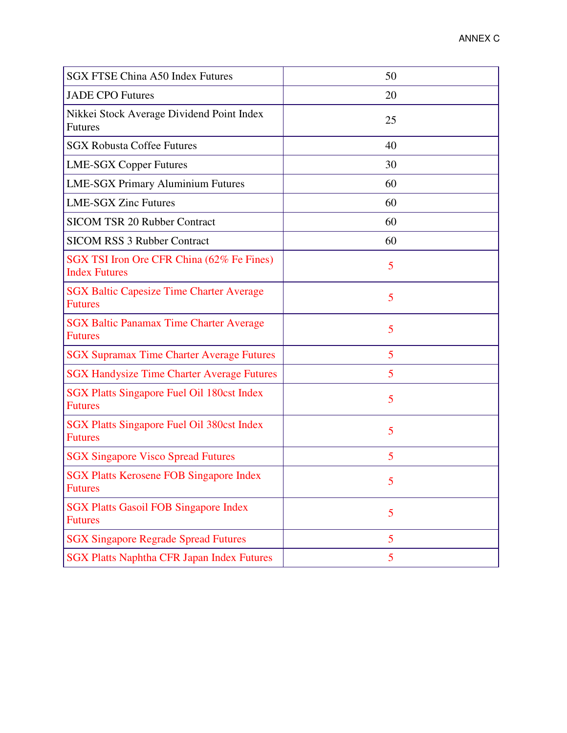ANNEX C

| | |
|---|---|
| SGX FTSE China A50 Index Futures | 50 |
| JADE CPO Futures | 20 |
| Nikkei Stock Average Dividend Point Index Futures | 25 |
| SGX Robusta Coffee Futures | 40 |
| LME-SGX Copper Futures | 30 |
| LME-SGX Primary Aluminium Futures | 60 |
| LME-SGX Zinc Futures | 60 |
| SICOM TSR 20 Rubber Contract | 60 |
| SICOM RSS 3 Rubber Contract | 60 |
| SGX TSI Iron Ore CFR China (62% Fe Fines) Index Futures | 5 |
| SGX Baltic Capesize Time Charter Average Futures | 5 |
| SGX Baltic Panamax Time Charter Average Futures | 5 |
| SGX Supramax Time Charter Average Futures | 5 |
| SGX Handysize Time Charter Average Futures | 5 |
| SGX Platts Singapore Fuel Oil 180cst Index Futures | 5 |
| SGX Platts Singapore Fuel Oil 380cst Index Futures | 5 |
| SGX Singapore Visco Spread Futures | 5 |
| SGX Platts Kerosene FOB Singapore Index Futures | 5 |
| SGX Platts Gasoil FOB Singapore Index Futures | 5 |
| SGX Singapore Regrade Spread Futures | 5 |
| SGX Platts Naphtha CFR Japan Index Futures | 5 |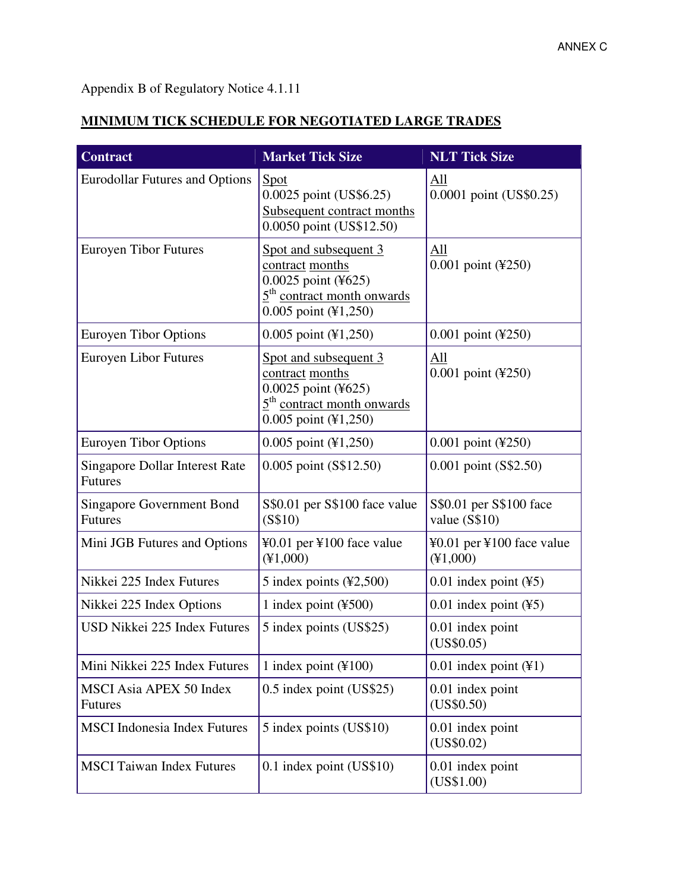ANNEX C

Appendix B of Regulatory Notice 4.1.11

**MINIMUM TICK SCHEDULE FOR NEGOTIATED LARGE TRADES**

| Contract | Market Tick Size | NLT Tick Size |
|---|---|---|
| Eurodollar Futures and Options | Spot<br>0.0025 point (US$6.25)<br>Subsequent contract months<br>0.0050 point (US$12.50) | All<br>0.0001 point (US$0.25) |
| Euroyen Tibor Futures | Spot and subsequent 3 contract months<br>0.0025 point (¥625)<br>5th contract month onwards<br>0.005 point (¥1,250) | All<br>0.001 point (¥250) |
| Euroyen Tibor Options | 0.005 point (¥1,250) | 0.001 point (¥250) |
| Euroyen Libor Futures | Spot and subsequent 3 contract months<br>0.0025 point (¥625)<br>5th contract month onwards<br>0.005 point (¥1,250) | All<br>0.001 point (¥250) |
| Euroyen Tibor Options | 0.005 point (¥1,250) | 0.001 point (¥250) |
| Singapore Dollar Interest Rate Futures | 0.005 point (S$12.50) | 0.001 point (S$2.50) |
| Singapore Government Bond Futures | S$0.01 per S$100 face value (S$10) | S$0.01 per S$100 face value (S$10) |
| Mini JGB Futures and Options | ¥0.01 per ¥100 face value (¥1,000) | ¥0.01 per ¥100 face value (¥1,000) |
| Nikkei 225 Index Futures | 5 index points (¥2,500) | 0.01 index point (¥5) |
| Nikkei 225 Index Options | 1 index point (¥500) | 0.01 index point (¥5) |
| USD Nikkei 225 Index Futures | 5 index points (US$25) | 0.01 index point (US$0.05) |
| Mini Nikkei 225 Index Futures | 1 index point (¥100) | 0.01 index point (¥1) |
| MSCI Asia APEX 50 Index Futures | 0.5 index point (US$25) | 0.01 index point (US$0.50) |
| MSCI Indonesia Index Futures | 5 index points (US$10) | 0.01 index point (US$0.02) |
| MSCI Taiwan Index Futures | 0.1 index point (US$10) | 0.01 index point (US$1.00) |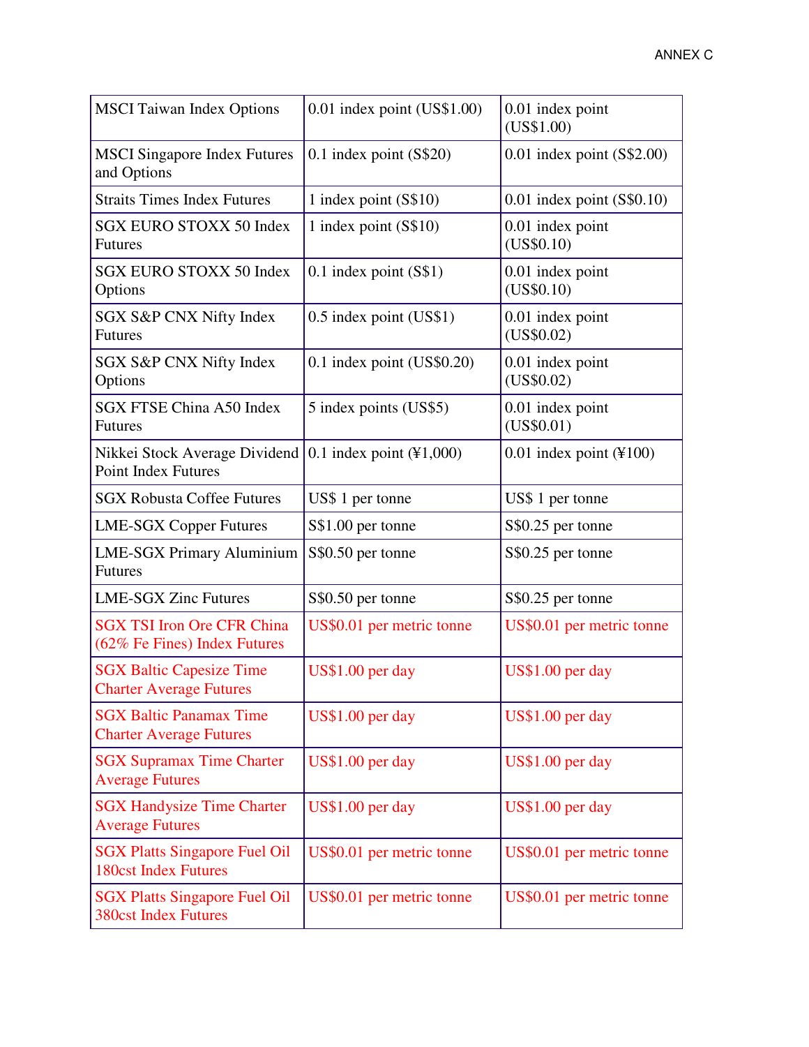ANNEX C

| MSCI Taiwan Index Options | 0.01 index point (US$1.00) | 0.01 index point (US$1.00) |
|---|---|---|
| MSCI Singapore Index Futures and Options | 0.1 index point (S$20) | 0.01 index point (S$2.00) |
| Straits Times Index Futures | 1 index point (S$10) | 0.01 index point (S$0.10) |
| SGX EURO STOXX 50 Index Futures | 1 index point (S$10) | 0.01 index point (US$0.10) |
| SGX EURO STOXX 50 Index Options | 0.1 index point (S$1) | 0.01 index point (US$0.10) |
| SGX S&P CNX Nifty Index Futures | 0.5 index point (US$1) | 0.01 index point (US$0.02) |
| SGX S&P CNX Nifty Index Options | 0.1 index point (US$0.20) | 0.01 index point (US$0.02) |
| SGX FTSE China A50 Index Futures | 5 index points (US$5) | 0.01 index point (US$0.01) |
| Nikkei Stock Average Dividend Point Index Futures | 0.1 index point (¥1,000) | 0.01 index point (¥100) |
| SGX Robusta Coffee Futures | US$ 1 per tonne | US$ 1 per tonne |
| LME-SGX Copper Futures | S$1.00 per tonne | S$0.25 per tonne |
| LME-SGX Primary Aluminium Futures | S$0.50 per tonne | S$0.25 per tonne |
| LME-SGX Zinc Futures | S$0.50 per tonne | S$0.25 per tonne |
| SGX TSI Iron Ore CFR China (62% Fe Fines) Index Futures | US$0.01 per metric tonne | US$0.01 per metric tonne |
| SGX Baltic Capesize Time Charter Average Futures | US$1.00 per day | US$1.00 per day |
| SGX Baltic Panamax Time Charter Average Futures | US$1.00 per day | US$1.00 per day |
| SGX Supramax Time Charter Average Futures | US$1.00 per day | US$1.00 per day |
| SGX Handysize Time Charter Average Futures | US$1.00 per day | US$1.00 per day |
| SGX Platts Singapore Fuel Oil 180cst Index Futures | US$0.01 per metric tonne | US$0.01 per metric tonne |
| SGX Platts Singapore Fuel Oil 380cst Index Futures | US$0.01 per metric tonne | US$0.01 per metric tonne |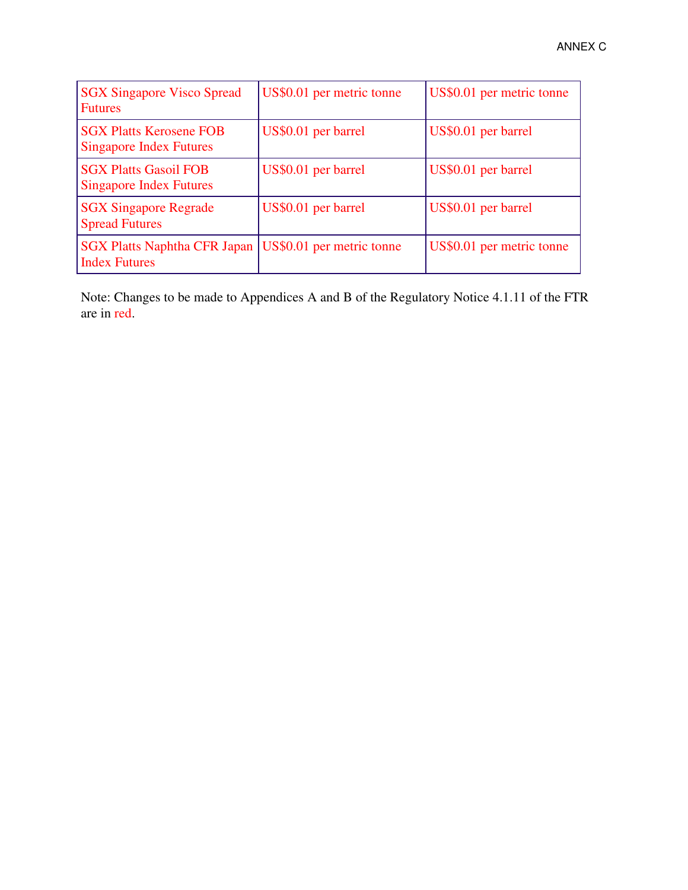ANNEX C

| | | |
|---|---|---|
| SGX Singapore Visco Spread Futures | US$0.01 per metric tonne | US$0.01 per metric tonne |
| SGX Platts Kerosene FOB Singapore Index Futures | US$0.01 per barrel | US$0.01 per barrel |
| SGX Platts Gasoil FOB Singapore Index Futures | US$0.01 per barrel | US$0.01 per barrel |
| SGX Singapore Regrade Spread Futures | US$0.01 per barrel | US$0.01 per barrel |
| SGX Platts Naphtha CFR Japan Index Futures | US$0.01 per metric tonne | US$0.01 per metric tonne |

Note: Changes to be made to Appendices A and B of the Regulatory Notice 4.1.11 of the FTR are in red.